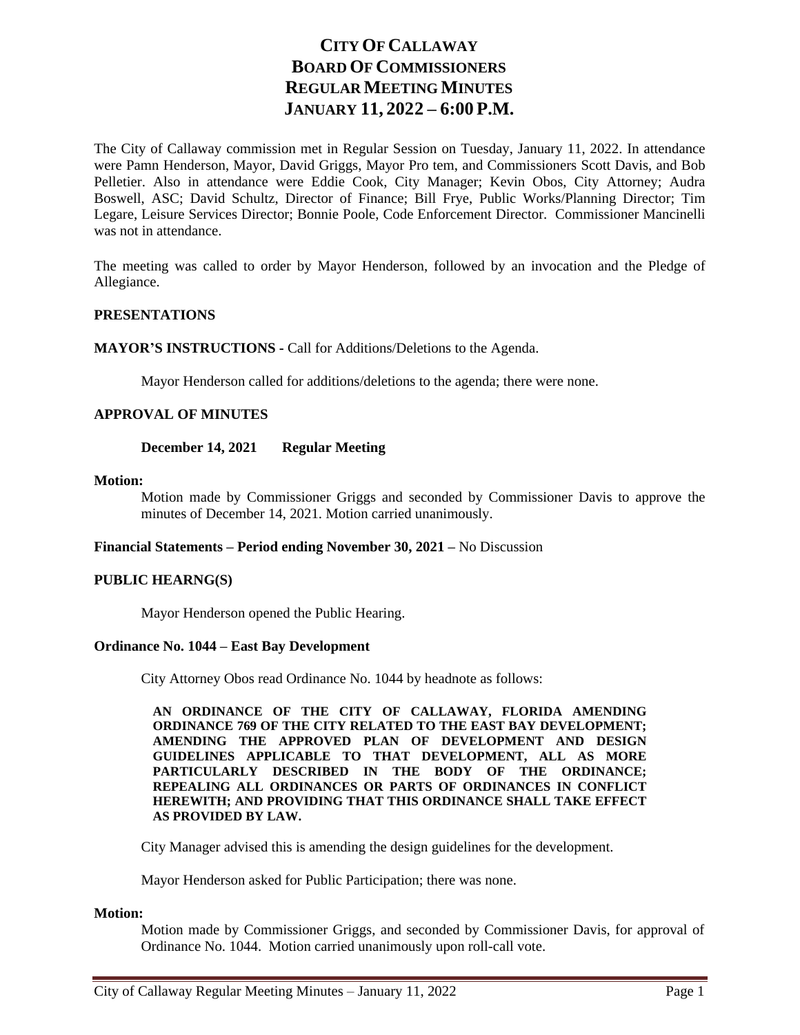# CITY OF CALLAWAY
# BOARD OF COMMISSIONERS
# REGULAR MEETING MINUTES
# JANUARY 11, 2022 – 6:00 P.M.

The City of Callaway commission met in Regular Session on Tuesday, January 11, 2022. In attendance were Pamn Henderson, Mayor, David Griggs, Mayor Pro tem, and Commissioners Scott Davis, and Bob Pelletier. Also in attendance were Eddie Cook, City Manager; Kevin Obos, City Attorney; Audra Boswell, ASC; David Schultz, Director of Finance; Bill Frye, Public Works/Planning Director; Tim Legare, Leisure Services Director; Bonnie Poole, Code Enforcement Director. Commissioner Mancinelli was not in attendance.

The meeting was called to order by Mayor Henderson, followed by an invocation and the Pledge of Allegiance.

**PRESENTATIONS**

**MAYOR'S INSTRUCTIONS -** Call for Additions/Deletions to the Agenda.

Mayor Henderson called for additions/deletions to the agenda; there were none.

**APPROVAL OF MINUTES**

**December 14, 2021 Regular Meeting**

**Motion:**

Motion made by Commissioner Griggs and seconded by Commissioner Davis to approve the minutes of December 14, 2021. Motion carried unanimously.

**Financial Statements – Period ending November 30, 2021 –** No Discussion

**PUBLIC HEARNG(S)**

Mayor Henderson opened the Public Hearing.

**Ordinance No. 1044 – East Bay Development**

City Attorney Obos read Ordinance No. 1044 by headnote as follows:

**AN ORDINANCE OF THE CITY OF CALLAWAY, FLORIDA AMENDING ORDINANCE 769 OF THE CITY RELATED TO THE EAST BAY DEVELOPMENT; AMENDING THE APPROVED PLAN OF DEVELOPMENT AND DESIGN GUIDELINES APPLICABLE TO THAT DEVELOPMENT, ALL AS MORE PARTICULARLY DESCRIBED IN THE BODY OF THE ORDINANCE; REPEALING ALL ORDINANCES OR PARTS OF ORDINANCES IN CONFLICT HEREWITH; AND PROVIDING THAT THIS ORDINANCE SHALL TAKE EFFECT AS PROVIDED BY LAW.**

City Manager advised this is amending the design guidelines for the development.

Mayor Henderson asked for Public Participation; there was none.

**Motion:**

Motion made by Commissioner Griggs, and seconded by Commissioner Davis, for approval of Ordinance No. 1044. Motion carried unanimously upon roll-call vote.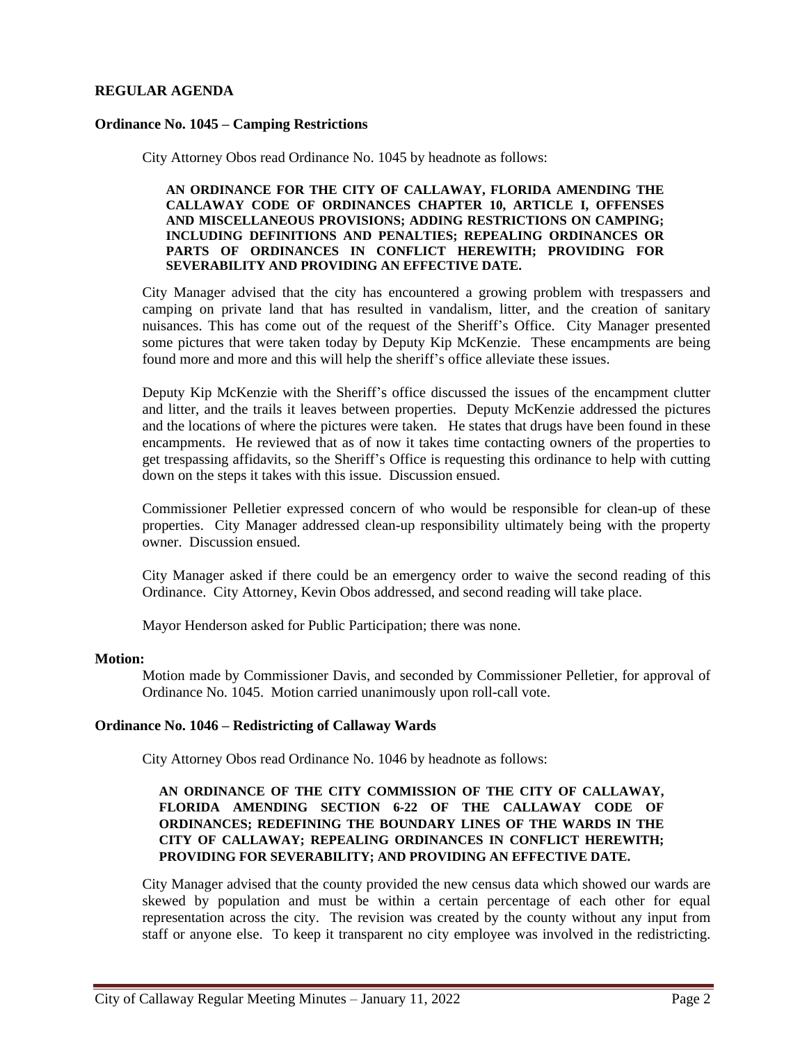**REGULAR AGENDA**

**Ordinance No. 1045 – Camping Restrictions**

City Attorney Obos read Ordinance No. 1045 by headnote as follows:

**AN ORDINANCE FOR THE CITY OF CALLAWAY, FLORIDA AMENDING THE CALLAWAY CODE OF ORDINANCES CHAPTER 10, ARTICLE I, OFFENSES AND MISCELLANEOUS PROVISIONS; ADDING RESTRICTIONS ON CAMPING; INCLUDING DEFINITIONS AND PENALTIES; REPEALING ORDINANCES OR PARTS OF ORDINANCES IN CONFLICT HEREWITH; PROVIDING FOR SEVERABILITY AND PROVIDING AN EFFECTIVE DATE.**

City Manager advised that the city has encountered a growing problem with trespassers and camping on private land that has resulted in vandalism, litter, and the creation of sanitary nuisances. This has come out of the request of the Sheriff's Office. City Manager presented some pictures that were taken today by Deputy Kip McKenzie. These encampments are being found more and more and this will help the sheriff's office alleviate these issues.

Deputy Kip McKenzie with the Sheriff's office discussed the issues of the encampment clutter and litter, and the trails it leaves between properties. Deputy McKenzie addressed the pictures and the locations of where the pictures were taken. He states that drugs have been found in these encampments. He reviewed that as of now it takes time contacting owners of the properties to get trespassing affidavits, so the Sheriff's Office is requesting this ordinance to help with cutting down on the steps it takes with this issue. Discussion ensued.

Commissioner Pelletier expressed concern of who would be responsible for clean-up of these properties. City Manager addressed clean-up responsibility ultimately being with the property owner. Discussion ensued.

City Manager asked if there could be an emergency order to waive the second reading of this Ordinance. City Attorney, Kevin Obos addressed, and second reading will take place.

Mayor Henderson asked for Public Participation; there was none.

**Motion:**

Motion made by Commissioner Davis, and seconded by Commissioner Pelletier, for approval of Ordinance No. 1045. Motion carried unanimously upon roll-call vote.

**Ordinance No. 1046 – Redistricting of Callaway Wards**

City Attorney Obos read Ordinance No. 1046 by headnote as follows:

**AN ORDINANCE OF THE CITY COMMISSION OF THE CITY OF CALLAWAY, FLORIDA AMENDING SECTION 6-22 OF THE CALLAWAY CODE OF ORDINANCES; REDEFINING THE BOUNDARY LINES OF THE WARDS IN THE CITY OF CALLAWAY; REPEALING ORDINANCES IN CONFLICT HEREWITH; PROVIDING FOR SEVERABILITY; AND PROVIDING AN EFFECTIVE DATE.**

City Manager advised that the county provided the new census data which showed our wards are skewed by population and must be within a certain percentage of each other for equal representation across the city. The revision was created by the county without any input from staff or anyone else. To keep it transparent no city employee was involved in the redistricting.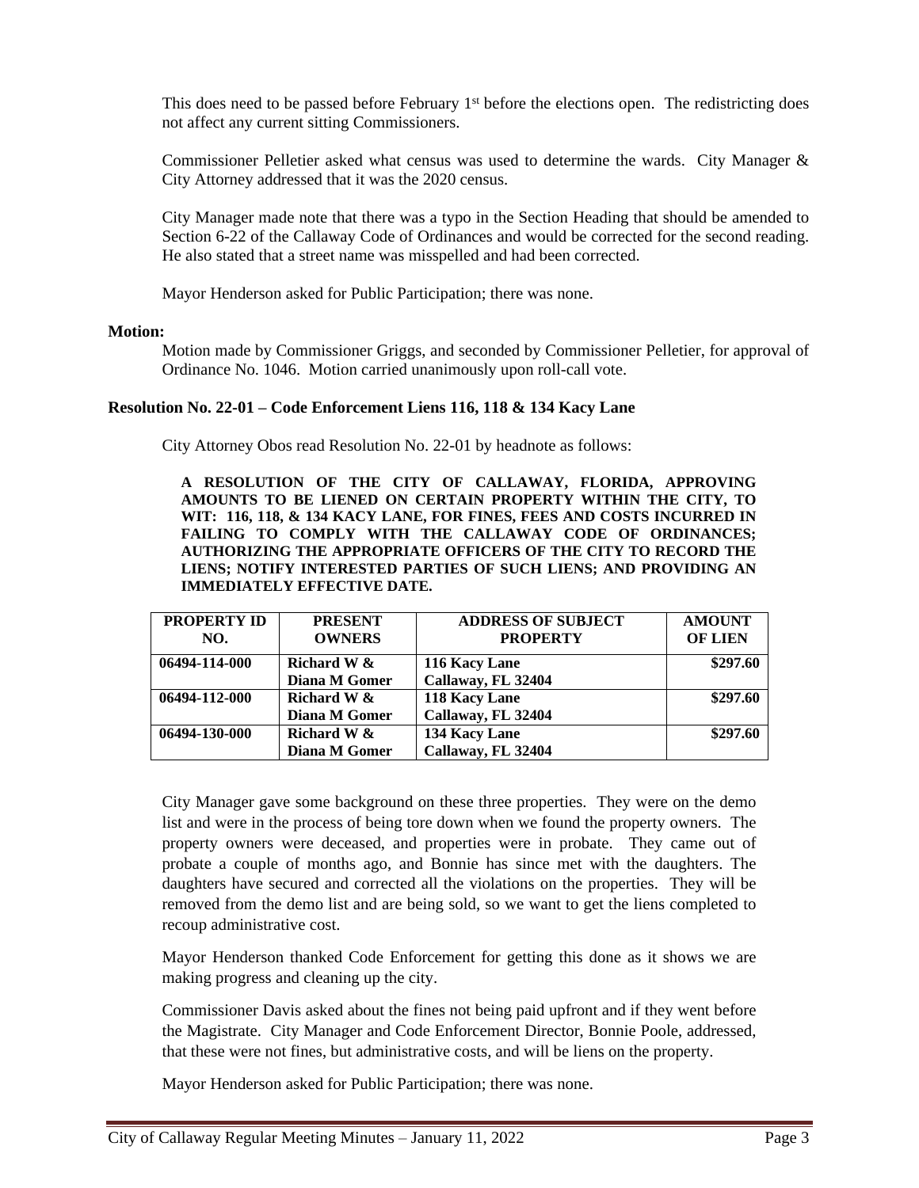This does need to be passed before February 1st before the elections open. The redistricting does not affect any current sitting Commissioners.

Commissioner Pelletier asked what census was used to determine the wards. City Manager & City Attorney addressed that it was the 2020 census.

City Manager made note that there was a typo in the Section Heading that should be amended to Section 6-22 of the Callaway Code of Ordinances and would be corrected for the second reading. He also stated that a street name was misspelled and had been corrected.

Mayor Henderson asked for Public Participation; there was none.

**Motion:**

Motion made by Commissioner Griggs, and seconded by Commissioner Pelletier, for approval of Ordinance No. 1046. Motion carried unanimously upon roll-call vote.

**Resolution No. 22-01 – Code Enforcement Liens 116, 118 & 134 Kacy Lane**

City Attorney Obos read Resolution No. 22-01 by headnote as follows:

**A RESOLUTION OF THE CITY OF CALLAWAY, FLORIDA, APPROVING AMOUNTS TO BE LIENED ON CERTAIN PROPERTY WITHIN THE CITY, TO WIT: 116, 118, & 134 KACY LANE, FOR FINES, FEES AND COSTS INCURRED IN FAILING TO COMPLY WITH THE CALLAWAY CODE OF ORDINANCES; AUTHORIZING THE APPROPRIATE OFFICERS OF THE CITY TO RECORD THE LIENS; NOTIFY INTERESTED PARTIES OF SUCH LIENS; AND PROVIDING AN IMMEDIATELY EFFECTIVE DATE.**

| PROPERTY ID NO. | PRESENT OWNERS | ADDRESS OF SUBJECT PROPERTY | AMOUNT OF LIEN |
|---|---|---|---|
| 06494-114-000 | Richard W & Diana M Gomer | 116 Kacy Lane Callaway, FL 32404 | $297.60 |
| 06494-112-000 | Richard W & Diana M Gomer | 118 Kacy Lane Callaway, FL 32404 | $297.60 |
| 06494-130-000 | Richard W & Diana M Gomer | 134 Kacy Lane Callaway, FL 32404 | $297.60 |

City Manager gave some background on these three properties. They were on the demo list and were in the process of being tore down when we found the property owners. The property owners were deceased, and properties were in probate. They came out of probate a couple of months ago, and Bonnie has since met with the daughters. The daughters have secured and corrected all the violations on the properties. They will be removed from the demo list and are being sold, so we want to get the liens completed to recoup administrative cost.

Mayor Henderson thanked Code Enforcement for getting this done as it shows we are making progress and cleaning up the city.

Commissioner Davis asked about the fines not being paid upfront and if they went before the Magistrate. City Manager and Code Enforcement Director, Bonnie Poole, addressed, that these were not fines, but administrative costs, and will be liens on the property.

Mayor Henderson asked for Public Participation; there was none.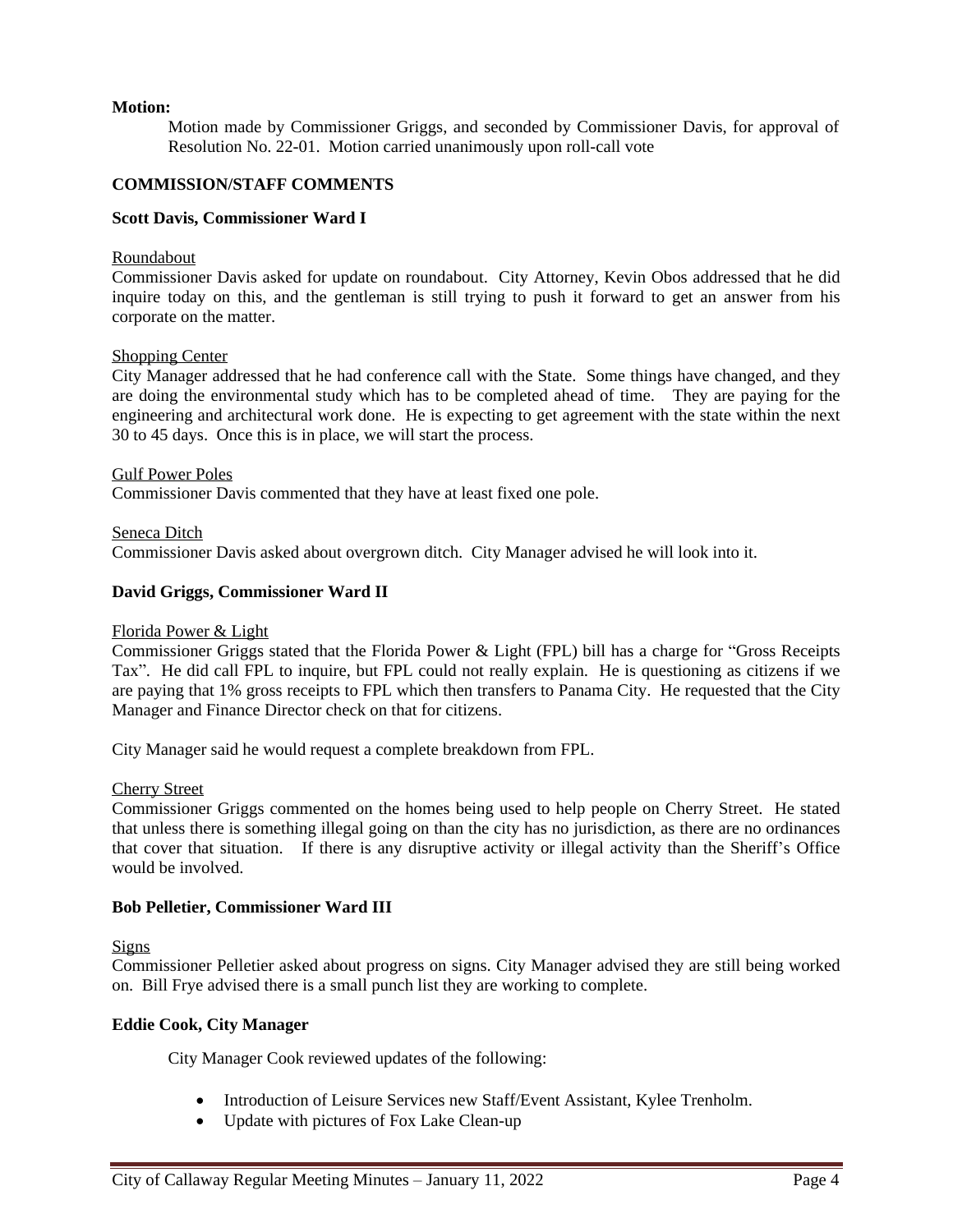**Motion:**

Motion made by Commissioner Griggs, and seconded by Commissioner Davis, for approval of Resolution No. 22-01. Motion carried unanimously upon roll-call vote

**COMMISSION/STAFF COMMENTS**

**Scott Davis, Commissioner Ward I**

Roundabout

Commissioner Davis asked for update on roundabout. City Attorney, Kevin Obos addressed that he did inquire today on this, and the gentleman is still trying to push it forward to get an answer from his corporate on the matter.

Shopping Center

City Manager addressed that he had conference call with the State. Some things have changed, and they are doing the environmental study which has to be completed ahead of time. They are paying for the engineering and architectural work done. He is expecting to get agreement with the state within the next 30 to 45 days. Once this is in place, we will start the process.

Gulf Power Poles

Commissioner Davis commented that they have at least fixed one pole.

Seneca Ditch

Commissioner Davis asked about overgrown ditch. City Manager advised he will look into it.

**David Griggs, Commissioner Ward II**

Florida Power & Light

Commissioner Griggs stated that the Florida Power & Light (FPL) bill has a charge for "Gross Receipts Tax". He did call FPL to inquire, but FPL could not really explain. He is questioning as citizens if we are paying that 1% gross receipts to FPL which then transfers to Panama City. He requested that the City Manager and Finance Director check on that for citizens.

City Manager said he would request a complete breakdown from FPL.

Cherry Street

Commissioner Griggs commented on the homes being used to help people on Cherry Street. He stated that unless there is something illegal going on than the city has no jurisdiction, as there are no ordinances that cover that situation. If there is any disruptive activity or illegal activity than the Sheriff's Office would be involved.

**Bob Pelletier, Commissioner Ward III**

Signs

Commissioner Pelletier asked about progress on signs. City Manager advised they are still being worked on. Bill Frye advised there is a small punch list they are working to complete.

**Eddie Cook, City Manager**

City Manager Cook reviewed updates of the following:

- Introduction of Leisure Services new Staff/Event Assistant, Kylee Trenholm.
- Update with pictures of Fox Lake Clean-up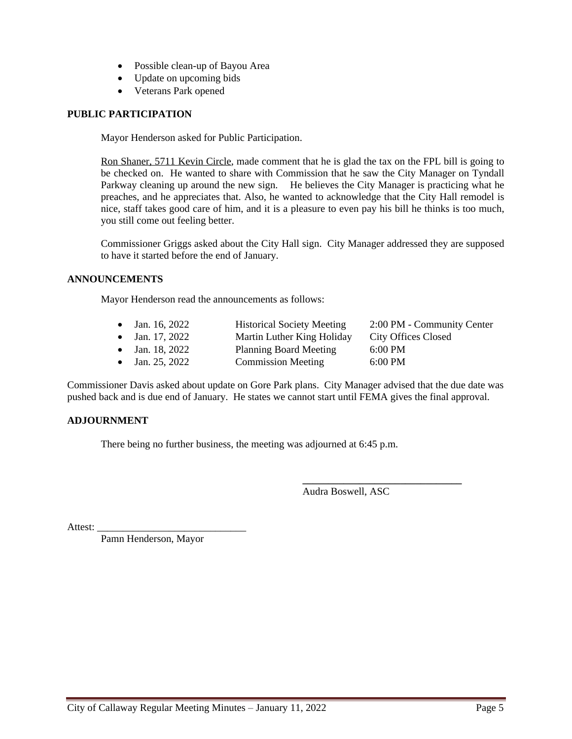- Possible clean-up of Bayou Area
- Update on upcoming bids
- Veterans Park opened

**PUBLIC PARTICIPATION**

Mayor Henderson asked for Public Participation.

Ron Shaner, 5711 Kevin Circle, made comment that he is glad the tax on the FPL bill is going to be checked on. He wanted to share with Commission that he saw the City Manager on Tyndall Parkway cleaning up around the new sign. He believes the City Manager is practicing what he preaches, and he appreciates that. Also, he wanted to acknowledge that the City Hall remodel is nice, staff takes good care of him, and it is a pleasure to even pay his bill he thinks is too much, you still come out feeling better.

Commissioner Griggs asked about the City Hall sign. City Manager addressed they are supposed to have it started before the end of January.

**ANNOUNCEMENTS**

Mayor Henderson read the announcements as follows:

- Jan. 16, 2022 Historical Society Meeting 2:00 PM - Community Center
- Jan. 17, 2022 Martin Luther King Holiday City Offices Closed
- Jan. 18, 2022 Planning Board Meeting 6:00 PM
- Jan. 25, 2022 Commission Meeting 6:00 PM

Commissioner Davis asked about update on Gore Park plans. City Manager advised that the due date was pushed back and is due end of January. He states we cannot start until FEMA gives the final approval.

**ADJOURNMENT**

There being no further business, the meeting was adjourned at 6:45 p.m.

\_\_\_\_\_\_\_\_\_\_\_\_\_\_\_\_\_\_\_\_\_\_\_\_\_\_\_\_\_\_
Audra Boswell, ASC

Attest: \_\_\_\_\_\_\_\_\_\_\_\_\_\_\_\_\_\_\_\_\_\_\_\_\_\_\_\_\_\_
Pamn Henderson, Mayor